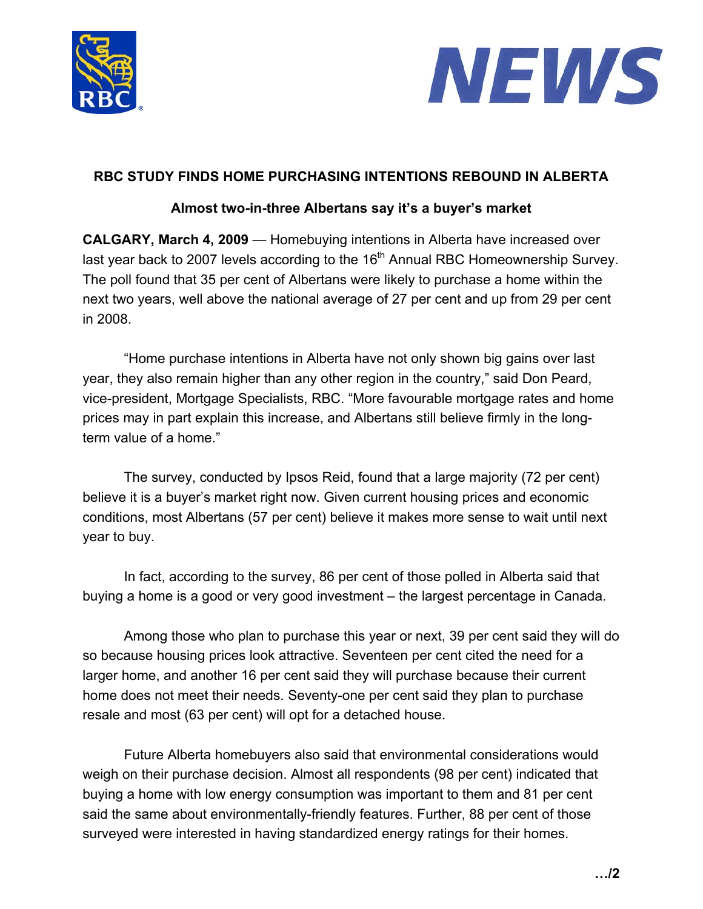RBC NEWS

## RBC STUDY FINDS HOME PURCHASING INTENTIONS REBOUND IN ALBERTA

### Almost two-in-three Albertans say it's a buyer's market

**CALGARY, March 4, 2009** — Homebuying intentions in Alberta have increased over last year back to 2007 levels according to the 16th Annual RBC Homeownership Survey. The poll found that 35 per cent of Albertans were likely to purchase a home within the next two years, well above the national average of 27 per cent and up from 29 per cent in 2008.

"Home purchase intentions in Alberta have not only shown big gains over last year, they also remain higher than any other region in the country," said Don Peard, vice-president, Mortgage Specialists, RBC. "More favourable mortgage rates and home prices may in part explain this increase, and Albertans still believe firmly in the long-term value of a home."

The survey, conducted by Ipsos Reid, found that a large majority (72 per cent) believe it is a buyer's market right now. Given current housing prices and economic conditions, most Albertans (57 per cent) believe it makes more sense to wait until next year to buy.

In fact, according to the survey, 86 per cent of those polled in Alberta said that buying a home is a good or very good investment – the largest percentage in Canada.

Among those who plan to purchase this year or next, 39 per cent said they will do so because housing prices look attractive. Seventeen per cent cited the need for a larger home, and another 16 per cent said they will purchase because their current home does not meet their needs. Seventy-one per cent said they plan to purchase resale and most (63 per cent) will opt for a detached house.

Future Alberta homebuyers also said that environmental considerations would weigh on their purchase decision. Almost all respondents (98 per cent) indicated that buying a home with low energy consumption was important to them and 81 per cent said the same about environmentally-friendly features. Further, 88 per cent of those surveyed were interested in having standardized energy ratings for their homes.

…/2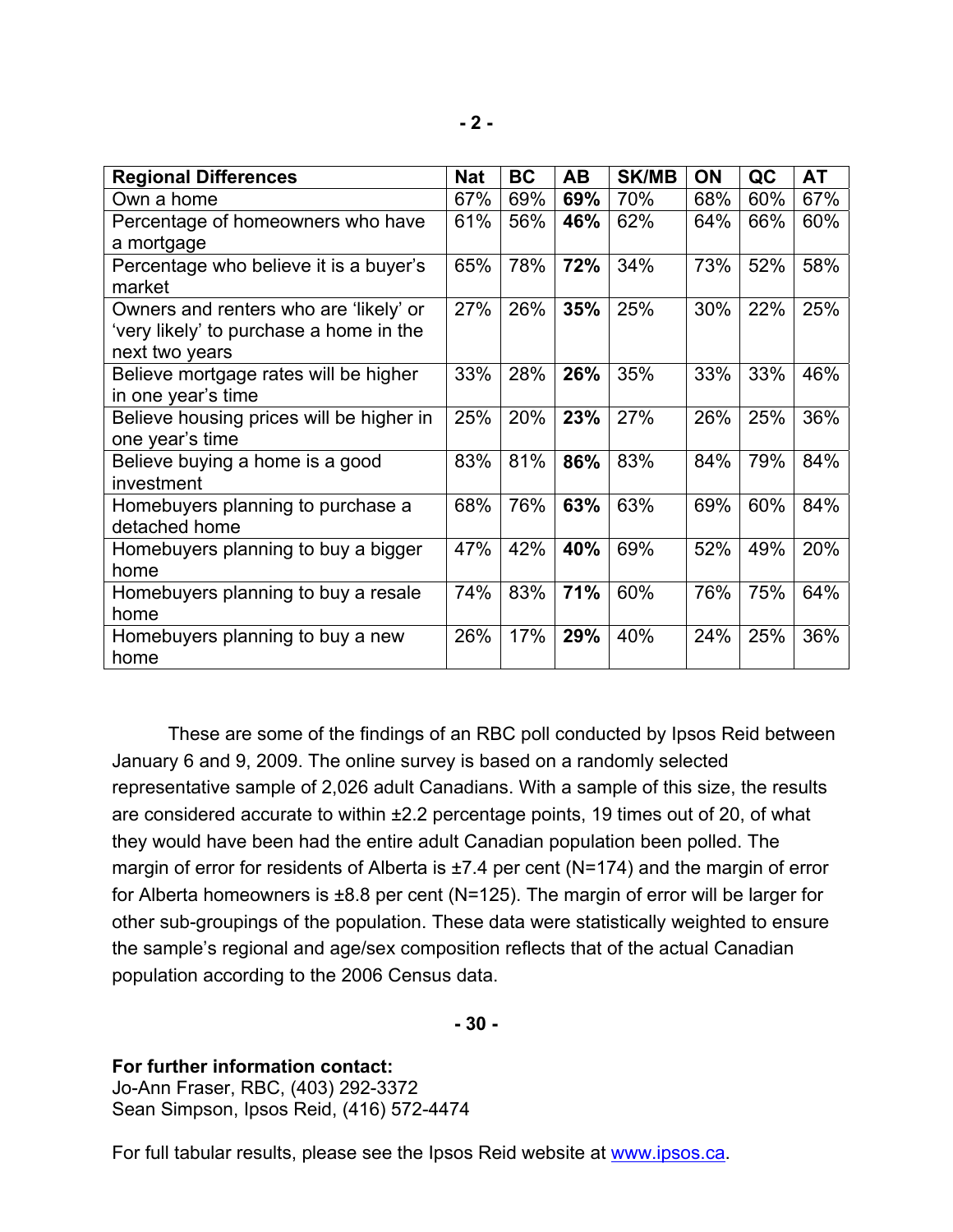| Regional Differences | Nat | BC | AB | SK/MB | ON | QC | AT |
|---|---|---|---|---|---|---|---|
| Own a home | 67% | 69% | **69%** | 70% | 68% | 60% | 67% |
| Percentage of homeowners who have a mortgage | 61% | 56% | **46%** | 62% | 64% | 66% | 60% |
| Percentage who believe it is a buyer's market | 65% | 78% | **72%** | 34% | 73% | 52% | 58% |
| Owners and renters who are 'likely' or 'very likely' to purchase a home in the next two years | 27% | 26% | **35%** | 25% | 30% | 22% | 25% |
| Believe mortgage rates will be higher in one year's time | 33% | 28% | **26%** | 35% | 33% | 33% | 46% |
| Believe housing prices will be higher in one year's time | 25% | 20% | **23%** | 27% | 26% | 25% | 36% |
| Believe buying a home is a good investment | 83% | 81% | **86%** | 83% | 84% | 79% | 84% |
| Homebuyers planning to purchase a detached home | 68% | 76% | **63%** | 63% | 69% | 60% | 84% |
| Homebuyers planning to buy a bigger home | 47% | 42% | **40%** | 69% | 52% | 49% | 20% |
| Homebuyers planning to buy a resale home | 74% | 83% | **71%** | 60% | 76% | 75% | 64% |
| Homebuyers planning to buy a new home | 26% | 17% | **29%** | 40% | 24% | 25% | 36% |

These are some of the findings of an RBC poll conducted by Ipsos Reid between January 6 and 9, 2009. The online survey is based on a randomly selected representative sample of 2,026 adult Canadians. With a sample of this size, the results are considered accurate to within ±2.2 percentage points, 19 times out of 20, of what they would have been had the entire adult Canadian population been polled. The margin of error for residents of Alberta is ±7.4 per cent (N=174) and the margin of error for Alberta homeowners is ±8.8 per cent (N=125). The margin of error will be larger for other sub-groupings of the population. These data were statistically weighted to ensure the sample's regional and age/sex composition reflects that of the actual Canadian population according to the 2006 Census data.

- 30 -

**For further information contact:**
Jo-Ann Fraser, RBC, (403) 292-3372
Sean Simpson, Ipsos Reid, (416) 572-4474

For full tabular results, please see the Ipsos Reid website at www.ipsos.ca.